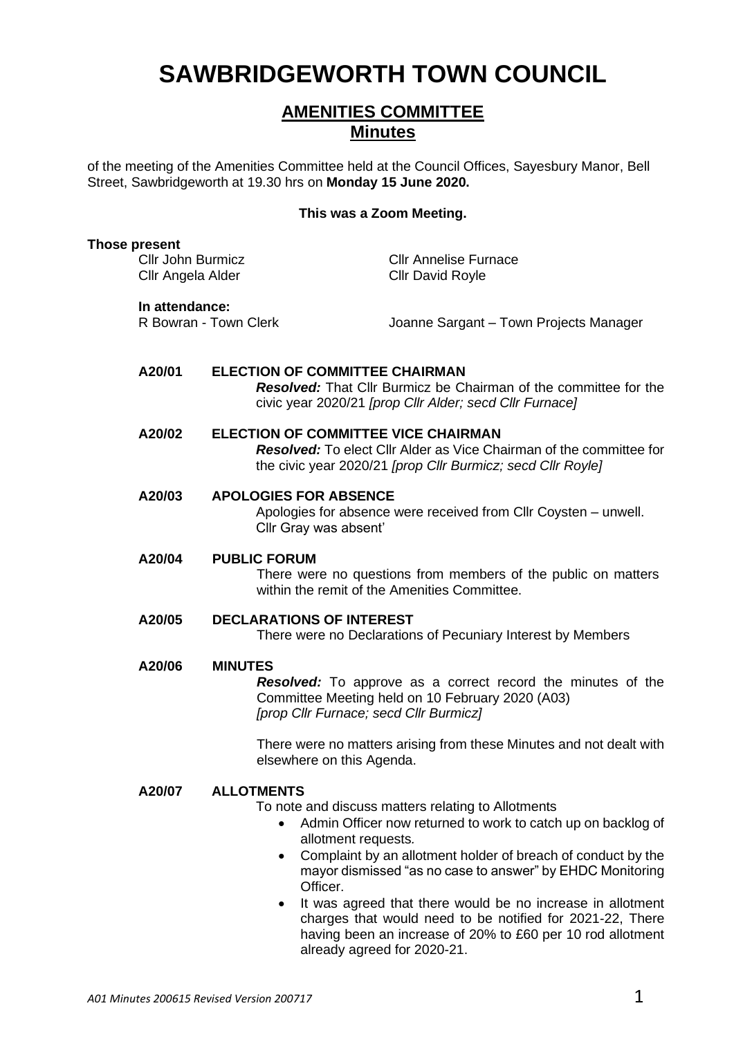# SAWBRIDGEWORTH TOWN COUNCIL

## AMENITIES COMMITTEE
## Minutes

of the meeting of the Amenities Committee held at the Council Offices, Sayesbury Manor, Bell Street, Sawbridgeworth at 19.30 hrs on **Monday 15 June 2020.**

**This was a Zoom Meeting.**

**Those present**

Cllr John Burmicz
Cllr Angela Alder
Cllr Annelise Furnace
Cllr David Royle

**In attendance:**

R Bowran - Town Clerk
Joanne Sargant – Town Projects Manager

**A20/01 ELECTION OF COMMITTEE CHAIRMAN**

***Resolved:*** That Cllr Burmicz be Chairman of the committee for the civic year 2020/21 *[prop Cllr Alder; secd Cllr Furnace]*

**A20/02 ELECTION OF COMMITTEE VICE CHAIRMAN**

***Resolved:*** To elect Cllr Alder as Vice Chairman of the committee for the civic year 2020/21 *[prop Cllr Burmicz; secd Cllr Royle]*

**A20/03 APOLOGIES FOR ABSENCE**

Apologies for absence were received from Cllr Coysten – unwell. Cllr Gray was absent'

**A20/04 PUBLIC FORUM**

There were no questions from members of the public on matters within the remit of the Amenities Committee.

**A20/05 DECLARATIONS OF INTEREST**

There were no Declarations of Pecuniary Interest by Members

**A20/06 MINUTES**

***Resolved:*** To approve as a correct record the minutes of the Committee Meeting held on 10 February 2020 (A03) *[prop Cllr Furnace; secd Cllr Burmicz]*

There were no matters arising from these Minutes and not dealt with elsewhere on this Agenda.

**A20/07 ALLOTMENTS**

To note and discuss matters relating to Allotments

- Admin Officer now returned to work to catch up on backlog of allotment requests.
- Complaint by an allotment holder of breach of conduct by the mayor dismissed "as no case to answer" by EHDC Monitoring Officer.
- It was agreed that there would be no increase in allotment charges that would need to be notified for 2021-22, There having been an increase of 20% to £60 per 10 rod allotment already agreed for 2020-21.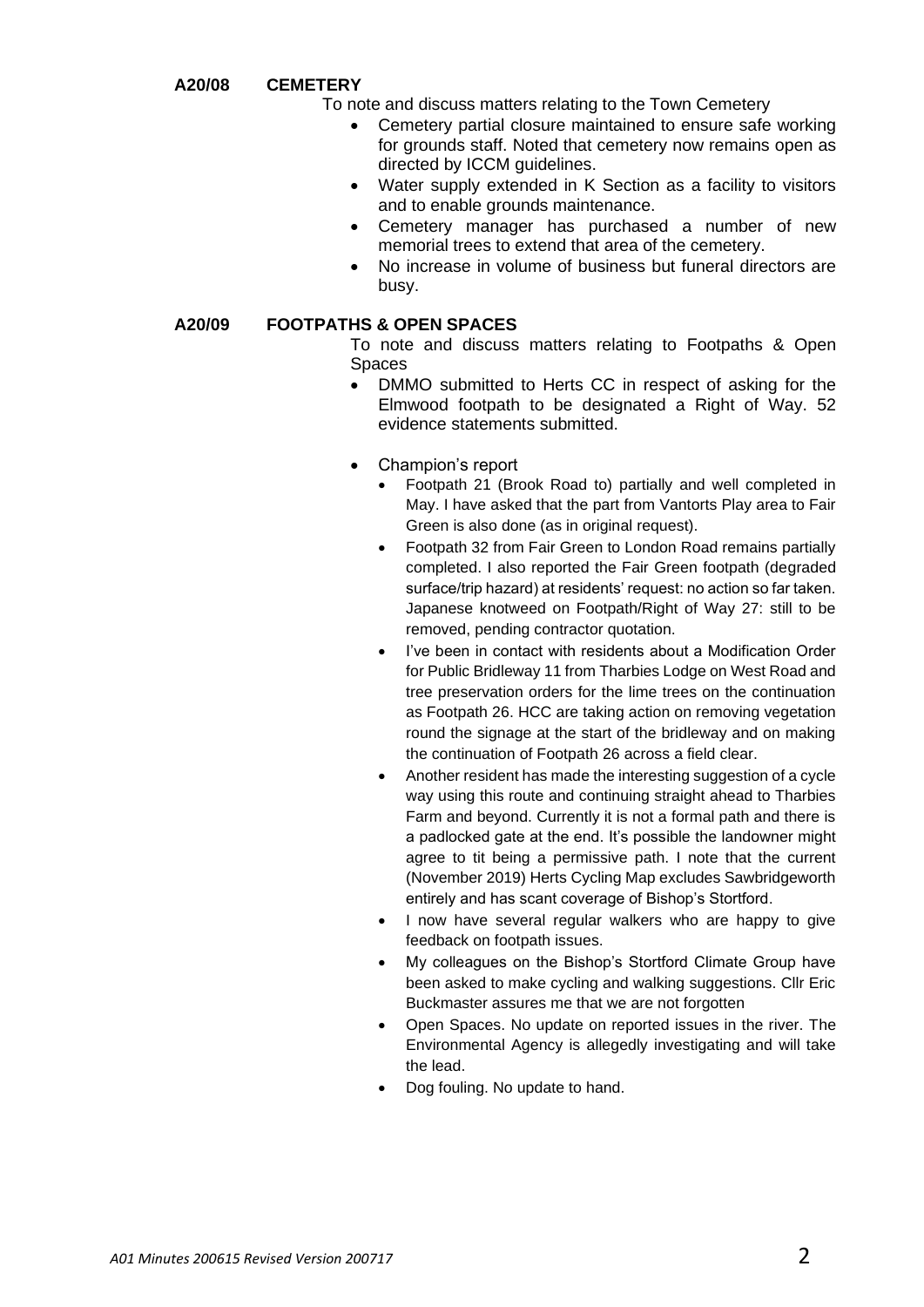**A20/08 CEMETERY**

To note and discuss matters relating to the Town Cemetery

- Cemetery partial closure maintained to ensure safe working for grounds staff. Noted that cemetery now remains open as directed by ICCM guidelines.
- Water supply extended in K Section as a facility to visitors and to enable grounds maintenance.
- Cemetery manager has purchased a number of new memorial trees to extend that area of the cemetery.
- No increase in volume of business but funeral directors are busy.

**A20/09 FOOTPATHS & OPEN SPACES**

To note and discuss matters relating to Footpaths & Open Spaces

- DMMO submitted to Herts CC in respect of asking for the Elmwood footpath to be designated a Right of Way. 52 evidence statements submitted.

- Champion's report
  - Footpath 21 (Brook Road to) partially and well completed in May. I have asked that the part from Vantorts Play area to Fair Green is also done (as in original request).
  - Footpath 32 from Fair Green to London Road remains partially completed. I also reported the Fair Green footpath (degraded surface/trip hazard) at residents' request: no action so far taken. Japanese knotweed on Footpath/Right of Way 27: still to be removed, pending contractor quotation.
  - I've been in contact with residents about a Modification Order for Public Bridleway 11 from Tharbies Lodge on West Road and tree preservation orders for the lime trees on the continuation as Footpath 26. HCC are taking action on removing vegetation round the signage at the start of the bridleway and on making the continuation of Footpath 26 across a field clear.
  - Another resident has made the interesting suggestion of a cycle way using this route and continuing straight ahead to Tharbies Farm and beyond. Currently it is not a formal path and there is a padlocked gate at the end. It's possible the landowner might agree to tit being a permissive path. I note that the current (November 2019) Herts Cycling Map excludes Sawbridgeworth entirely and has scant coverage of Bishop's Stortford.
  - I now have several regular walkers who are happy to give feedback on footpath issues.
  - My colleagues on the Bishop's Stortford Climate Group have been asked to make cycling and walking suggestions. Cllr Eric Buckmaster assures me that we are not forgotten
  - Open Spaces. No update on reported issues in the river. The Environmental Agency is allegedly investigating and will take the lead.
  - Dog fouling. No update to hand.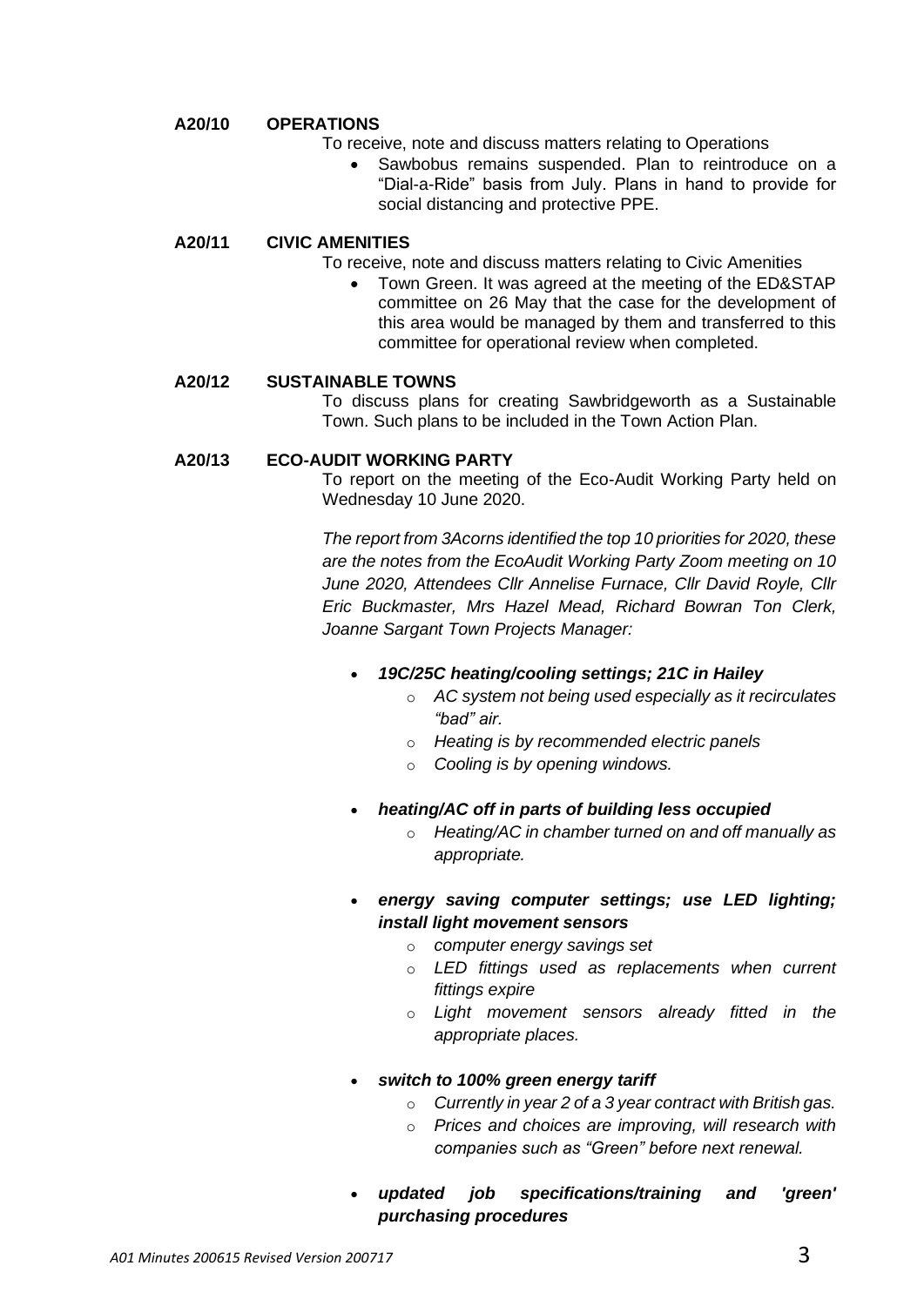**A20/10 OPERATIONS**

To receive, note and discuss matters relating to Operations

- Sawbobus remains suspended. Plan to reintroduce on a "Dial-a-Ride" basis from July. Plans in hand to provide for social distancing and protective PPE.

**A20/11 CIVIC AMENITIES**

To receive, note and discuss matters relating to Civic Amenities

- Town Green. It was agreed at the meeting of the ED&STAP committee on 26 May that the case for the development of this area would be managed by them and transferred to this committee for operational review when completed.

**A20/12 SUSTAINABLE TOWNS**

To discuss plans for creating Sawbridgeworth as a Sustainable Town. Such plans to be included in the Town Action Plan.

**A20/13 ECO-AUDIT WORKING PARTY**

To report on the meeting of the Eco-Audit Working Party held on Wednesday 10 June 2020.

*The report from 3Acorns identified the top 10 priorities for 2020, these are the notes from the EcoAudit Working Party Zoom meeting on 10 June 2020, Attendees Cllr Annelise Furnace, Cllr David Royle, Cllr Eric Buckmaster, Mrs Hazel Mead, Richard Bowran Ton Clerk, Joanne Sargant Town Projects Manager:*

- ***19C/25C heating/cooling settings; 21C in Hailey***
  - *AC system not being used especially as it recirculates "bad" air.*
  - *Heating is by recommended electric panels*
  - *Cooling is by opening windows.*
- ***heating/AC off in parts of building less occupied***
  - *Heating/AC in chamber turned on and off manually as appropriate.*
- ***energy saving computer settings; use LED lighting; install light movement sensors***
  - *computer energy savings set*
  - *LED fittings used as replacements when current fittings expire*
  - *Light movement sensors already fitted in the appropriate places.*
- ***switch to 100% green energy tariff***
  - *Currently in year 2 of a 3 year contract with British gas.*
  - *Prices and choices are improving, will research with companies such as "Green" before next renewal.*
- ***updated job specifications/training and 'green' purchasing procedures***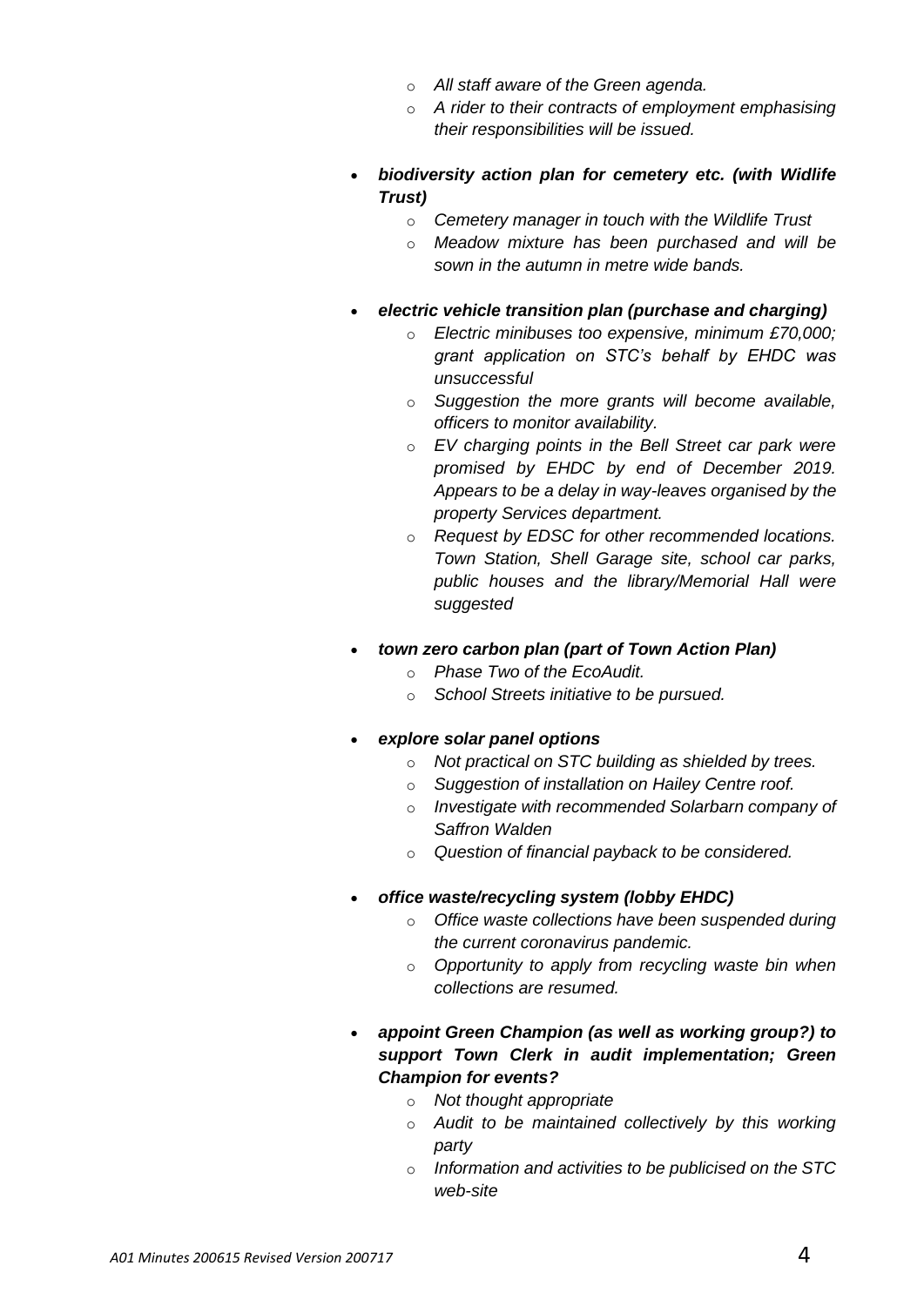- *All staff aware of the Green agenda.*
  - *A rider to their contracts of employment emphasising their responsibilities will be issued.*

- ***biodiversity action plan for cemetery etc. (with Widlife Trust)***
  - *Cemetery manager in touch with the Wildlife Trust*
  - *Meadow mixture has been purchased and will be sown in the autumn in metre wide bands.*

- ***electric vehicle transition plan (purchase and charging)***
  - *Electric minibuses too expensive, minimum £70,000; grant application on STC's behalf by EHDC was unsuccessful*
  - *Suggestion the more grants will become available, officers to monitor availability.*
  - *EV charging points in the Bell Street car park were promised by EHDC by end of December 2019. Appears to be a delay in way-leaves organised by the property Services department.*
  - *Request by EDSC for other recommended locations. Town Station, Shell Garage site, school car parks, public houses and the library/Memorial Hall were suggested*

- ***town zero carbon plan (part of Town Action Plan)***
  - *Phase Two of the EcoAudit.*
  - *School Streets initiative to be pursued.*

- ***explore solar panel options***
  - *Not practical on STC building as shielded by trees.*
  - *Suggestion of installation on Hailey Centre roof.*
  - *Investigate with recommended Solarbarn company of Saffron Walden*
  - *Question of financial payback to be considered.*

- ***office waste/recycling system (lobby EHDC)***
  - *Office waste collections have been suspended during the current coronavirus pandemic.*
  - *Opportunity to apply from recycling waste bin when collections are resumed.*

- ***appoint Green Champion (as well as working group?) to support Town Clerk in audit implementation; Green Champion for events?***
  - *Not thought appropriate*
  - *Audit to be maintained collectively by this working party*
  - *Information and activities to be publicised on the STC web-site*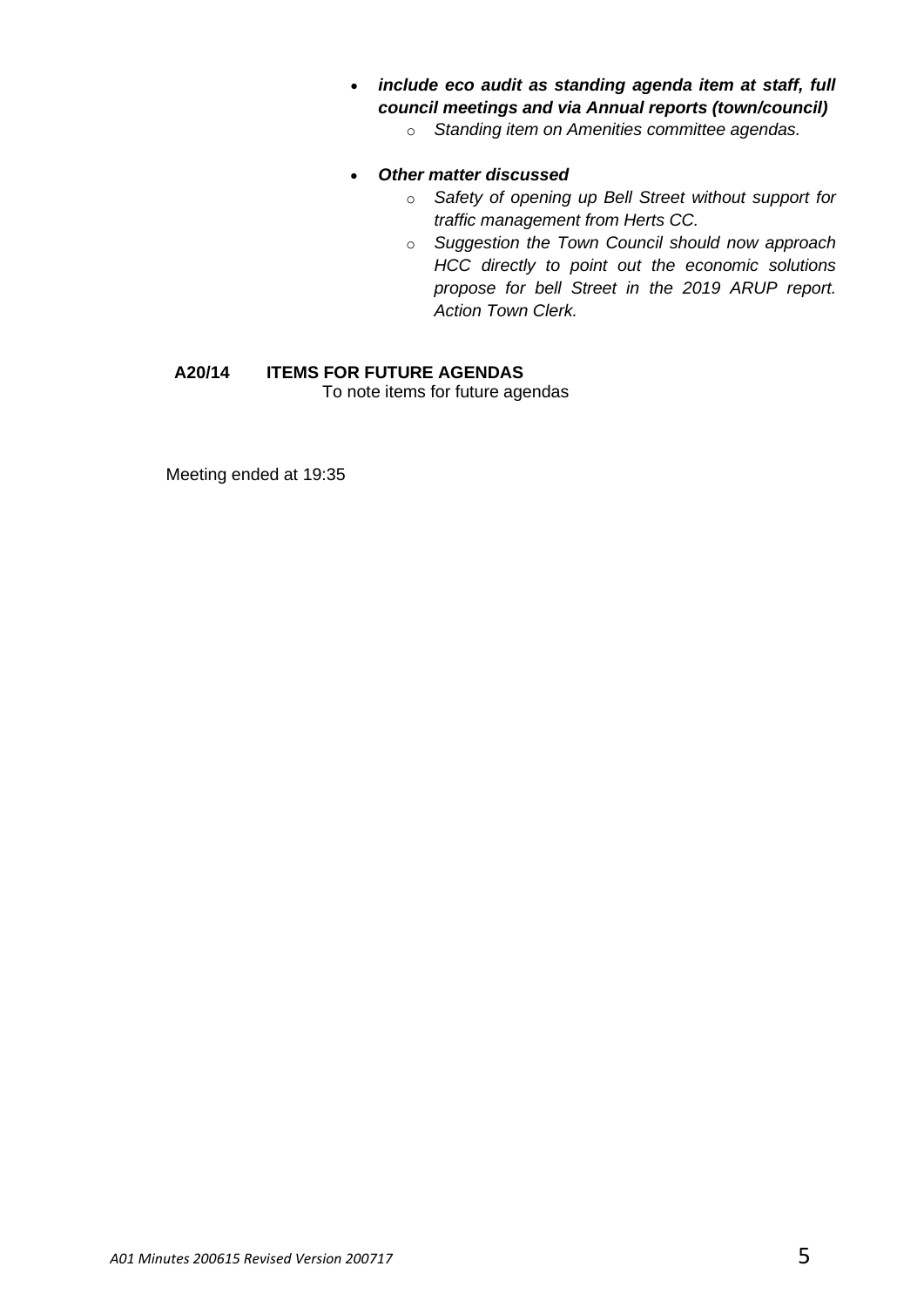- ***include eco audit as standing agenda item at staff, full council meetings and via Annual reports (town/council)***
  - *Standing item on Amenities committee agendas.*

- ***Other matter discussed***
  - *Safety of opening up Bell Street without support for traffic management from Herts CC.*
  - *Suggestion the Town Council should now approach HCC directly to point out the economic solutions propose for bell Street in the 2019 ARUP report. Action Town Clerk.*

**A20/14 ITEMS FOR FUTURE AGENDAS**

To note items for future agendas

Meeting ended at 19:35